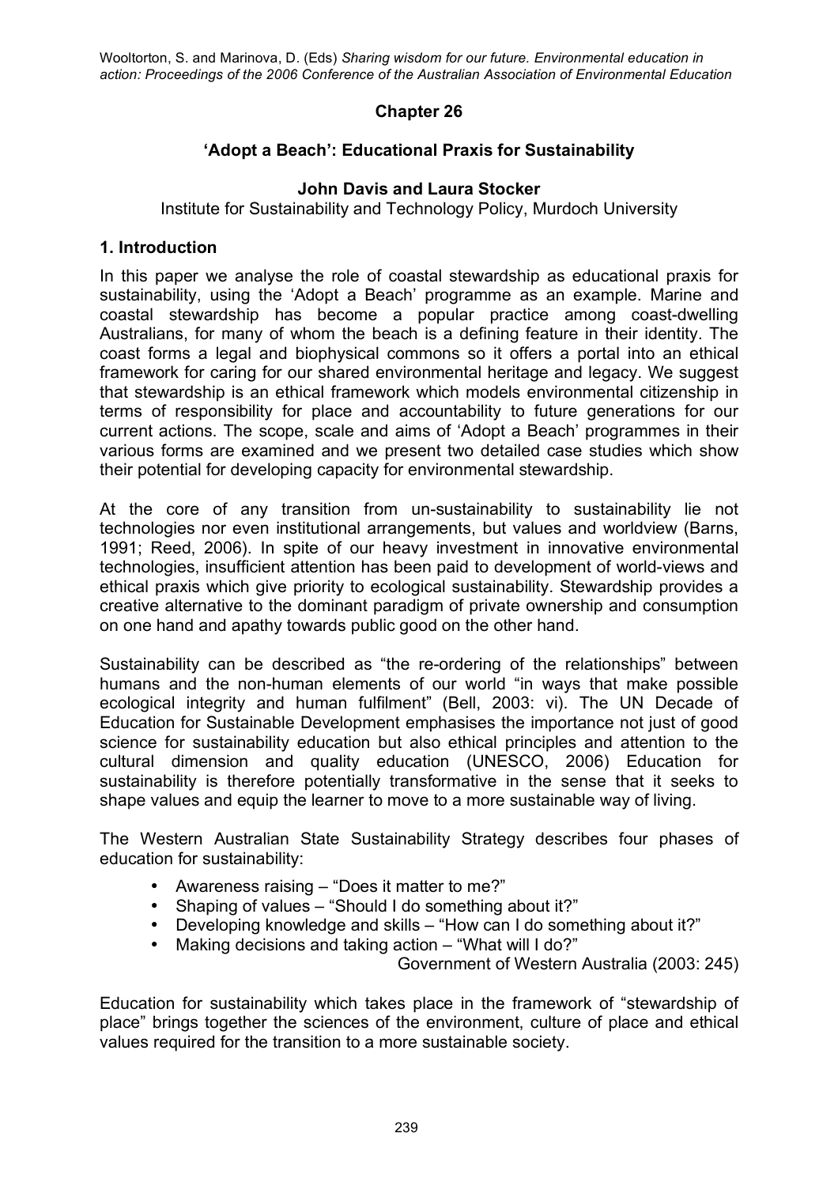## Chapter 26

## 'Adopt a Beach': Educational Praxis for Sustainability

**John Davis and Laura Stocker**

Institute for Sustainability and Technology Policy, Murdoch University

### 1. Introduction

In this paper we analyse the role of coastal stewardship as educational praxis for sustainability, using the 'Adopt a Beach' programme as an example. Marine and coastal stewardship has become a popular practice among coast-dwelling Australians, for many of whom the beach is a defining feature in their identity. The coast forms a legal and biophysical commons so it offers a portal into an ethical framework for caring for our shared environmental heritage and legacy. We suggest that stewardship is an ethical framework which models environmental citizenship in terms of responsibility for place and accountability to future generations for our current actions. The scope, scale and aims of 'Adopt a Beach' programmes in their various forms are examined and we present two detailed case studies which show their potential for developing capacity for environmental stewardship.

At the core of any transition from un-sustainability to sustainability lie not technologies nor even institutional arrangements, but values and worldview (Barns, 1991; Reed, 2006). In spite of our heavy investment in innovative environmental technologies, insufficient attention has been paid to development of world-views and ethical praxis which give priority to ecological sustainability. Stewardship provides a creative alternative to the dominant paradigm of private ownership and consumption on one hand and apathy towards public good on the other hand.

Sustainability can be described as "the re-ordering of the relationships" between humans and the non-human elements of our world "in ways that make possible ecological integrity and human fulfilment" (Bell, 2003: vi). The UN Decade of Education for Sustainable Development emphasises the importance not just of good science for sustainability education but also ethical principles and attention to the cultural dimension and quality education (UNESCO, 2006) Education for sustainability is therefore potentially transformative in the sense that it seeks to shape values and equip the learner to move to a more sustainable way of living.

The Western Australian State Sustainability Strategy describes four phases of education for sustainability:

- Awareness raising – "Does it matter to me?"
- Shaping of values – "Should I do something about it?"
- Developing knowledge and skills – "How can I do something about it?"
- Making decisions and taking action – "What will I do?"

Government of Western Australia (2003: 245)

Education for sustainability which takes place in the framework of "stewardship of place" brings together the sciences of the environment, culture of place and ethical values required for the transition to a more sustainable society.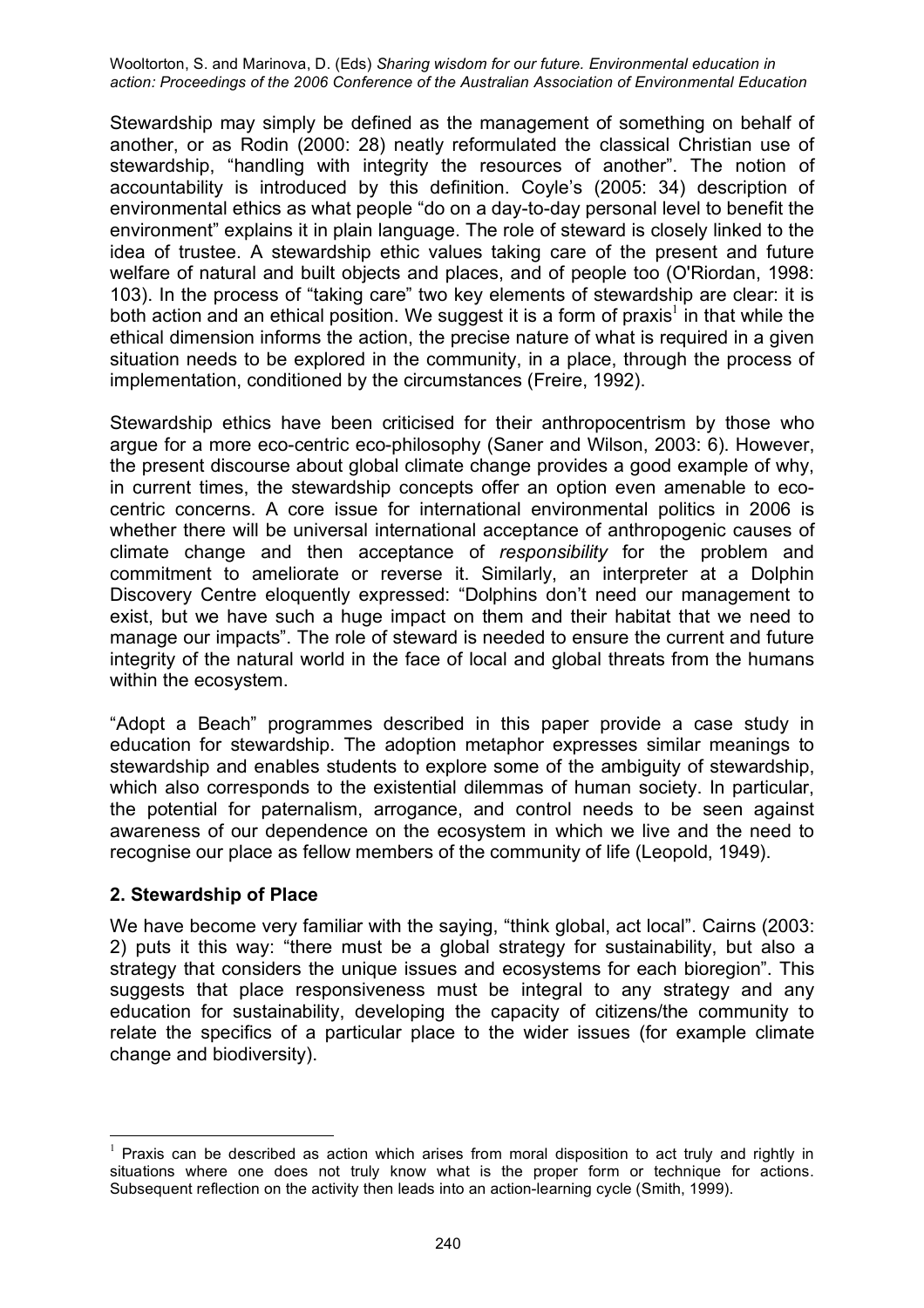Stewardship may simply be defined as the management of something on behalf of another, or as Rodin (2000: 28) neatly reformulated the classical Christian use of stewardship, "handling with integrity the resources of another". The notion of accountability is introduced by this definition. Coyle's (2005: 34) description of environmental ethics as what people "do on a day-to-day personal level to benefit the environment" explains it in plain language. The role of steward is closely linked to the idea of trustee. A stewardship ethic values taking care of the present and future welfare of natural and built objects and places, and of people too (O'Riordan, 1998: 103). In the process of "taking care" two key elements of stewardship are clear: it is both action and an ethical position. We suggest it is a form of praxis[1] in that while the ethical dimension informs the action, the precise nature of what is required in a given situation needs to be explored in the community, in a place, through the process of implementation, conditioned by the circumstances (Freire, 1992).

Stewardship ethics have been criticised for their anthropocentrism by those who argue for a more eco-centric eco-philosophy (Saner and Wilson, 2003: 6). However, the present discourse about global climate change provides a good example of why, in current times, the stewardship concepts offer an option even amenable to eco-centric concerns. A core issue for international environmental politics in 2006 is whether there will be universal international acceptance of anthropogenic causes of climate change and then acceptance of *responsibility* for the problem and commitment to ameliorate or reverse it. Similarly, an interpreter at a Dolphin Discovery Centre eloquently expressed: "Dolphins don't need our management to exist, but we have such a huge impact on them and their habitat that we need to manage our impacts". The role of steward is needed to ensure the current and future integrity of the natural world in the face of local and global threats from the humans within the ecosystem.

"Adopt a Beach" programmes described in this paper provide a case study in education for stewardship. The adoption metaphor expresses similar meanings to stewardship and enables students to explore some of the ambiguity of stewardship, which also corresponds to the existential dilemmas of human society. In particular, the potential for paternalism, arrogance, and control needs to be seen against awareness of our dependence on the ecosystem in which we live and the need to recognise our place as fellow members of the community of life (Leopold, 1949).

## 2. Stewardship of Place

We have become very familiar with the saying, "think global, act local". Cairns (2003: 2) puts it this way: "there must be a global strategy for sustainability, but also a strategy that considers the unique issues and ecosystems for each bioregion". This suggests that place responsiveness must be integral to any strategy and any education for sustainability, developing the capacity of citizens/the community to relate the specifics of a particular place to the wider issues (for example climate change and biodiversity).

---

[1] Praxis can be described as action which arises from moral disposition to act truly and rightly in situations where one does not truly know what is the proper form or technique for actions. Subsequent reflection on the activity then leads into an action-learning cycle (Smith, 1999).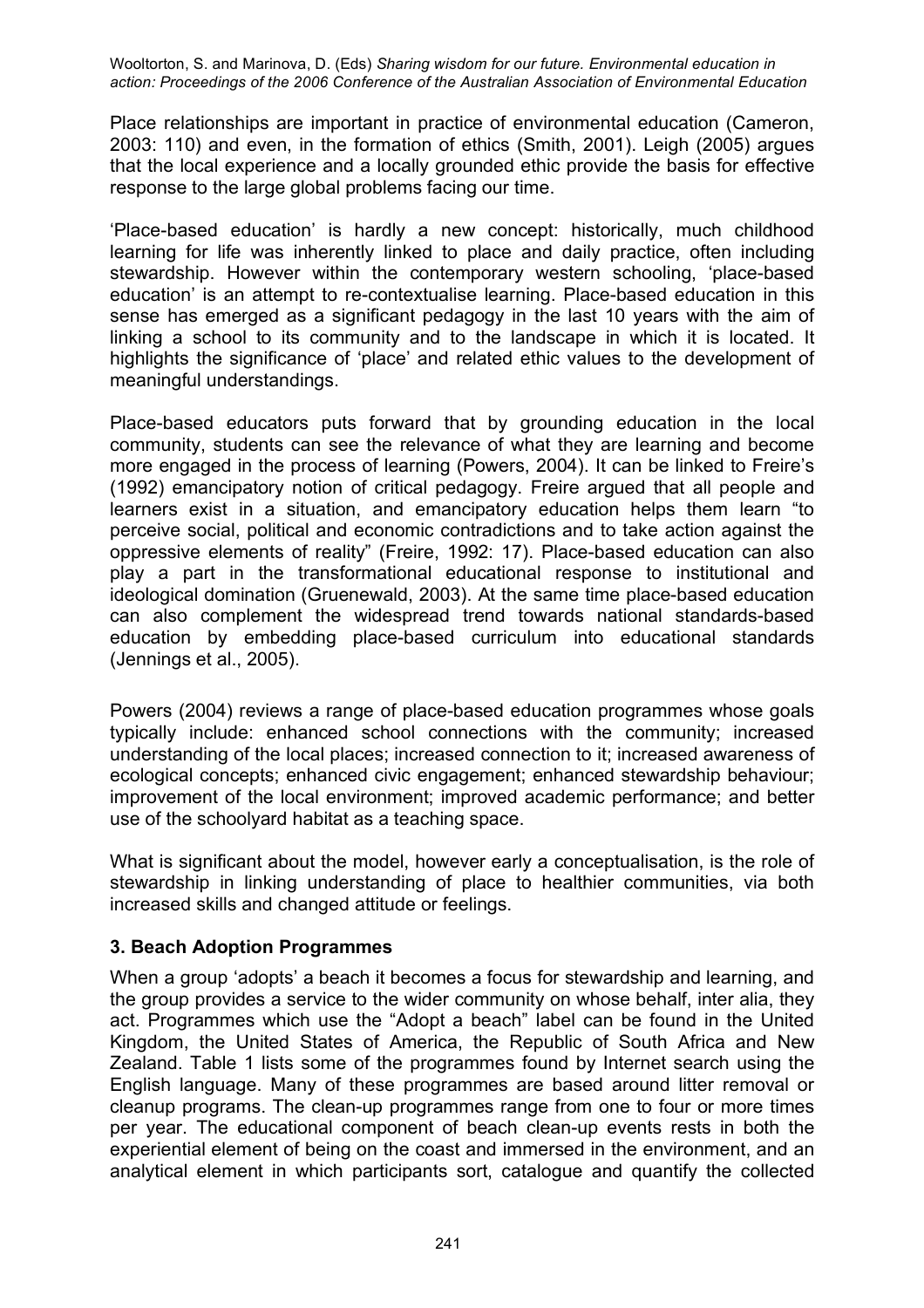Place relationships are important in practice of environmental education (Cameron, 2003: 110) and even, in the formation of ethics (Smith, 2001). Leigh (2005) argues that the local experience and a locally grounded ethic provide the basis for effective response to the large global problems facing our time.

'Place-based education' is hardly a new concept: historically, much childhood learning for life was inherently linked to place and daily practice, often including stewardship. However within the contemporary western schooling, 'place-based education' is an attempt to re-contextualise learning. Place-based education in this sense has emerged as a significant pedagogy in the last 10 years with the aim of linking a school to its community and to the landscape in which it is located. It highlights the significance of 'place' and related ethic values to the development of meaningful understandings.

Place-based educators puts forward that by grounding education in the local community, students can see the relevance of what they are learning and become more engaged in the process of learning (Powers, 2004). It can be linked to Freire's (1992) emancipatory notion of critical pedagogy. Freire argued that all people and learners exist in a situation, and emancipatory education helps them learn "to perceive social, political and economic contradictions and to take action against the oppressive elements of reality" (Freire, 1992: 17). Place-based education can also play a part in the transformational educational response to institutional and ideological domination (Gruenewald, 2003). At the same time place-based education can also complement the widespread trend towards national standards-based education by embedding place-based curriculum into educational standards (Jennings et al., 2005).

Powers (2004) reviews a range of place-based education programmes whose goals typically include: enhanced school connections with the community; increased understanding of the local places; increased connection to it; increased awareness of ecological concepts; enhanced civic engagement; enhanced stewardship behaviour; improvement of the local environment; improved academic performance; and better use of the schoolyard habitat as a teaching space.

What is significant about the model, however early a conceptualisation, is the role of stewardship in linking understanding of place to healthier communities, via both increased skills and changed attitude or feelings.

## 3. Beach Adoption Programmes

When a group 'adopts' a beach it becomes a focus for stewardship and learning, and the group provides a service to the wider community on whose behalf, inter alia, they act. Programmes which use the "Adopt a beach" label can be found in the United Kingdom, the United States of America, the Republic of South Africa and New Zealand. Table 1 lists some of the programmes found by Internet search using the English language. Many of these programmes are based around litter removal or cleanup programs. The clean-up programmes range from one to four or more times per year. The educational component of beach clean-up events rests in both the experiential element of being on the coast and immersed in the environment, and an analytical element in which participants sort, catalogue and quantify the collected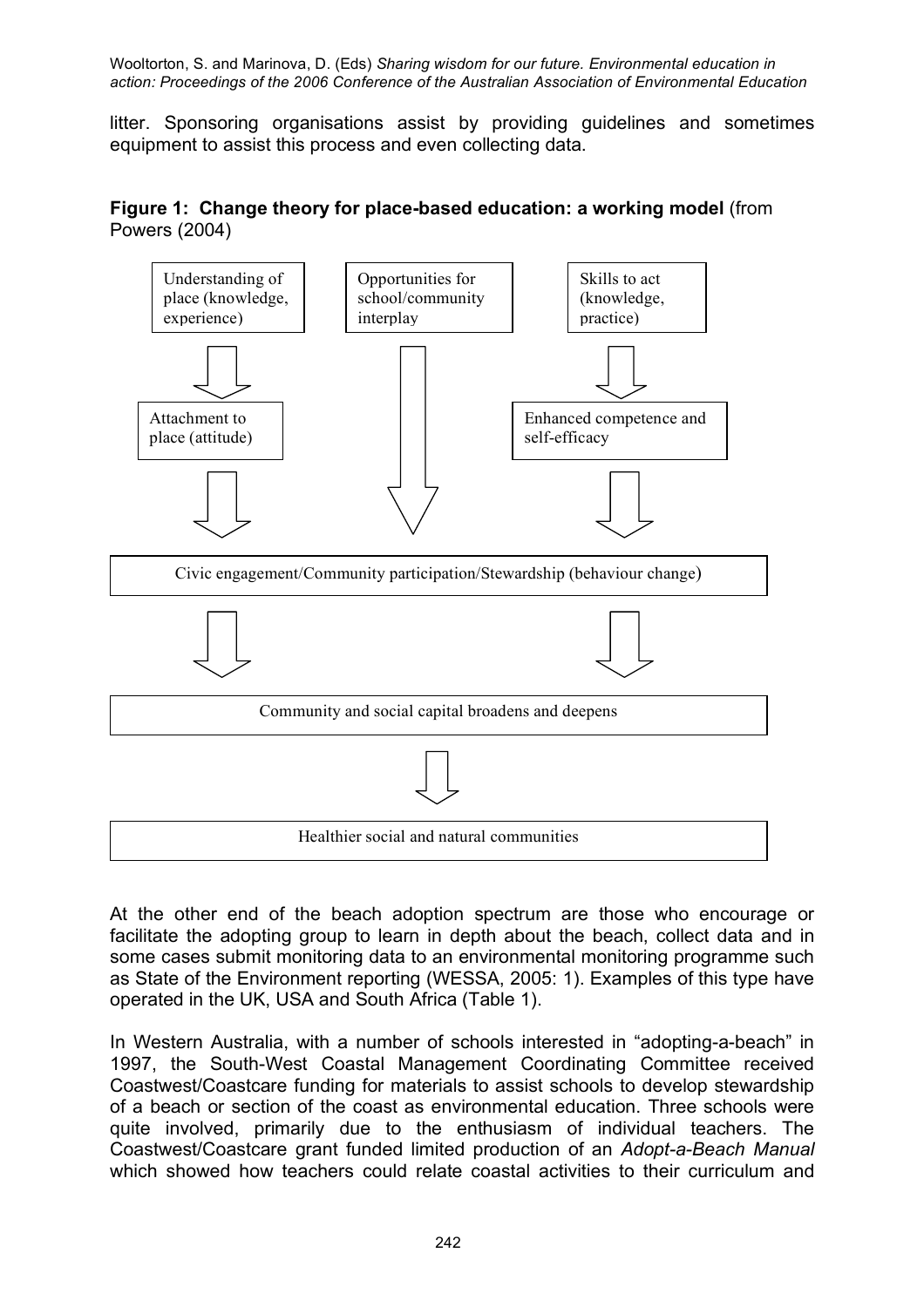litter. Sponsoring organisations assist by providing guidelines and sometimes equipment to assist this process and even collecting data.

**Figure 1: Change theory for place-based education: a working model** (from Powers (2004)

Understanding of place (knowledge, experience)

Opportunities for school/community interplay

Skills to act (knowledge, practice)

Attachment to place (attitude)

Enhanced competence and self-efficacy

Civic engagement/Community participation/Stewardship (behaviour change)

Community and social capital broadens and deepens

Healthier social and natural communities

At the other end of the beach adoption spectrum are those who encourage or facilitate the adopting group to learn in depth about the beach, collect data and in some cases submit monitoring data to an environmental monitoring programme such as State of the Environment reporting (WESSA, 2005: 1). Examples of this type have operated in the UK, USA and South Africa (Table 1).

In Western Australia, with a number of schools interested in "adopting-a-beach" in 1997, the South-West Coastal Management Coordinating Committee received Coastwest/Coastcare funding for materials to assist schools to develop stewardship of a beach or section of the coast as environmental education. Three schools were quite involved, primarily due to the enthusiasm of individual teachers. The Coastwest/Coastcare grant funded limited production of an *Adopt-a-Beach Manual* which showed how teachers could relate coastal activities to their curriculum and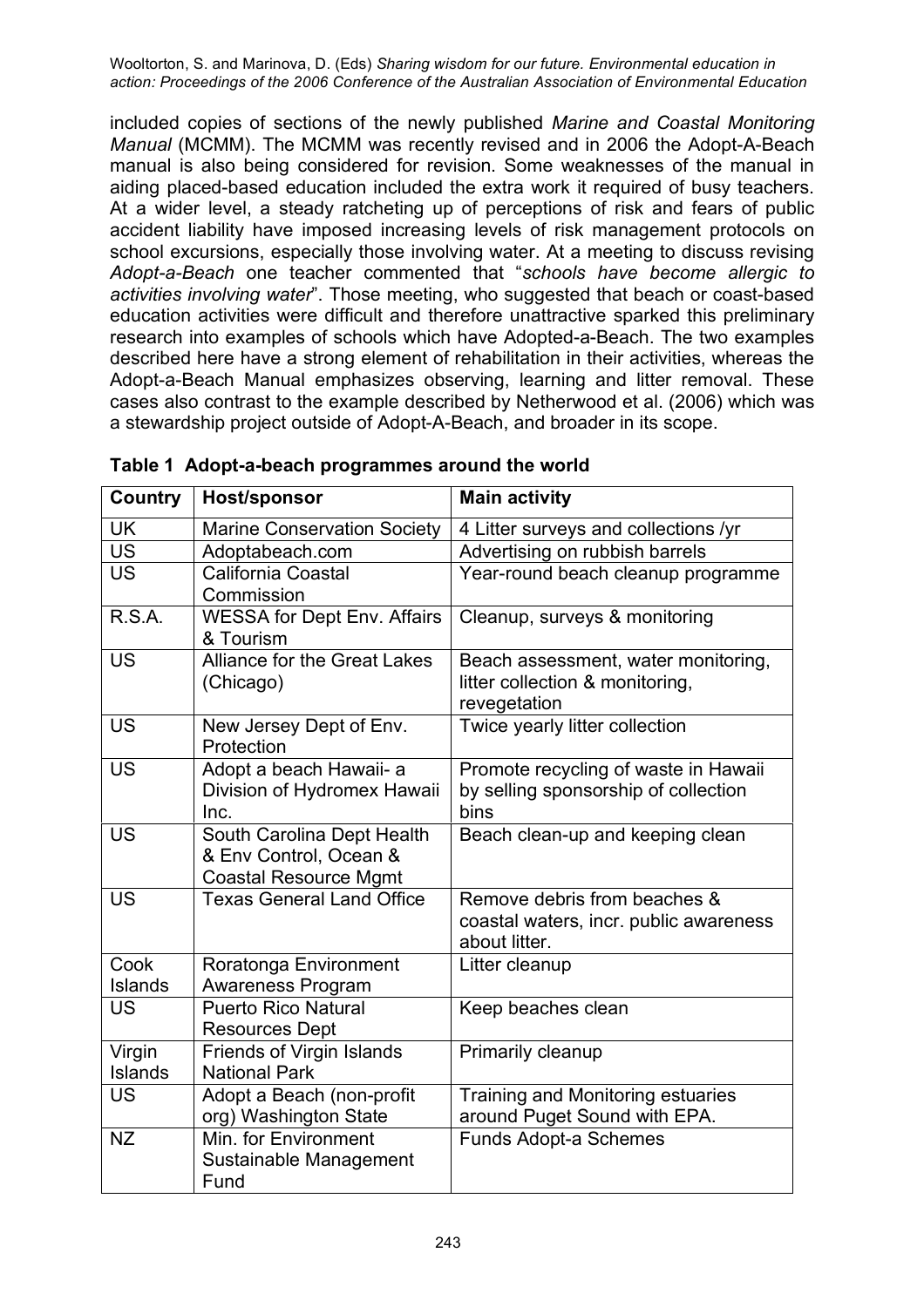included copies of sections of the newly published *Marine and Coastal Monitoring Manual* (MCMM). The MCMM was recently revised and in 2006 the Adopt-A-Beach manual is also being considered for revision. Some weaknesses of the manual in aiding placed-based education included the extra work it required of busy teachers. At a wider level, a steady ratcheting up of perceptions of risk and fears of public accident liability have imposed increasing levels of risk management protocols on school excursions, especially those involving water. At a meeting to discuss revising *Adopt-a-Beach* one teacher commented that "*schools have become allergic to activities involving water*". Those meeting, who suggested that beach or coast-based education activities were difficult and therefore unattractive sparked this preliminary research into examples of schools which have Adopted-a-Beach. The two examples described here have a strong element of rehabilitation in their activities, whereas the Adopt-a-Beach Manual emphasizes observing, learning and litter removal. These cases also contrast to the example described by Netherwood et al. (2006) which was a stewardship project outside of Adopt-A-Beach, and broader in its scope.

**Table 1 Adopt-a-beach programmes around the world**

| Country | Host/sponsor | Main activity |
|---|---|---|
| UK | Marine Conservation Society | 4 Litter surveys and collections /yr |
| US | Adoptabeach.com | Advertising on rubbish barrels |
| US | California Coastal Commission | Year-round beach cleanup programme |
| R.S.A. | WESSA for Dept Env. Affairs & Tourism | Cleanup, surveys & monitoring |
| US | Alliance for the Great Lakes (Chicago) | Beach assessment, water monitoring, litter collection & monitoring, revegetation |
| US | New Jersey Dept of Env. Protection | Twice yearly litter collection |
| US | Adopt a beach Hawaii- a Division of Hydromex Hawaii Inc. | Promote recycling of waste in Hawaii by selling sponsorship of collection bins |
| US | South Carolina Dept Health & Env Control, Ocean & Coastal Resource Mgmt | Beach clean-up and keeping clean |
| US | Texas General Land Office | Remove debris from beaches & coastal waters, incr. public awareness about litter. |
| Cook Islands | Roratonga Environment Awareness Program | Litter cleanup |
| US | Puerto Rico Natural Resources Dept | Keep beaches clean |
| Virgin Islands | Friends of Virgin Islands National Park | Primarily cleanup |
| US | Adopt a Beach (non-profit org) Washington State | Training and Monitoring estuaries around Puget Sound with EPA. |
| NZ | Min. for Environment Sustainable Management Fund | Funds Adopt-a Schemes |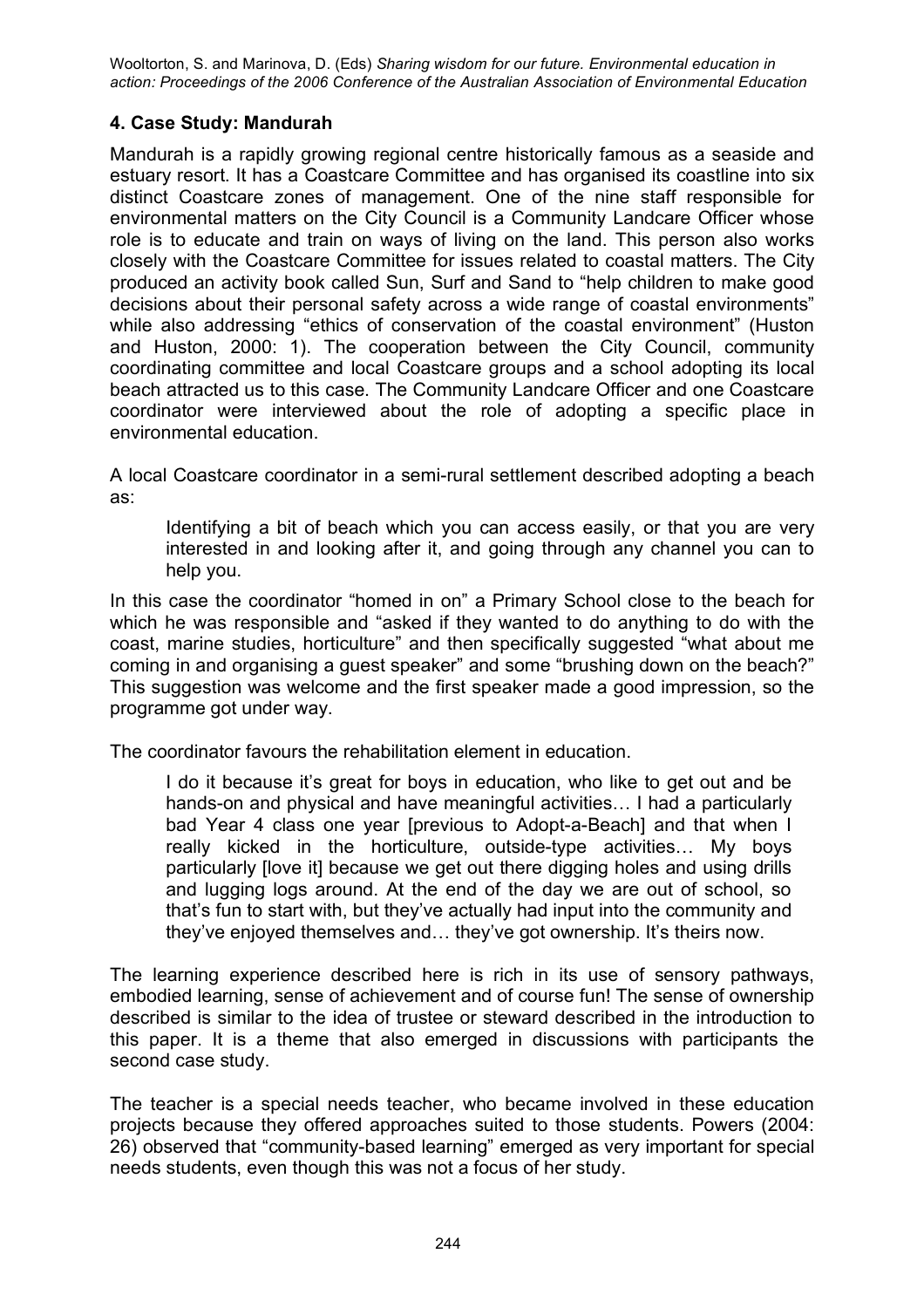## 4. Case Study: Mandurah

Mandurah is a rapidly growing regional centre historically famous as a seaside and estuary resort. It has a Coastcare Committee and has organised its coastline into six distinct Coastcare zones of management. One of the nine staff responsible for environmental matters on the City Council is a Community Landcare Officer whose role is to educate and train on ways of living on the land. This person also works closely with the Coastcare Committee for issues related to coastal matters. The City produced an activity book called Sun, Surf and Sand to "help children to make good decisions about their personal safety across a wide range of coastal environments" while also addressing "ethics of conservation of the coastal environment" (Huston and Huston, 2000: 1). The cooperation between the City Council, community coordinating committee and local Coastcare groups and a school adopting its local beach attracted us to this case. The Community Landcare Officer and one Coastcare coordinator were interviewed about the role of adopting a specific place in environmental education.

A local Coastcare coordinator in a semi-rural settlement described adopting a beach as:

> Identifying a bit of beach which you can access easily, or that you are very interested in and looking after it, and going through any channel you can to help you.

In this case the coordinator "homed in on" a Primary School close to the beach for which he was responsible and "asked if they wanted to do anything to do with the coast, marine studies, horticulture" and then specifically suggested "what about me coming in and organising a guest speaker" and some "brushing down on the beach?" This suggestion was welcome and the first speaker made a good impression, so the programme got under way.

The coordinator favours the rehabilitation element in education.

> I do it because it's great for boys in education, who like to get out and be hands-on and physical and have meaningful activities… I had a particularly bad Year 4 class one year [previous to Adopt-a-Beach] and that when I really kicked in the horticulture, outside-type activities… My boys particularly [love it] because we get out there digging holes and using drills and lugging logs around. At the end of the day we are out of school, so that's fun to start with, but they've actually had input into the community and they've enjoyed themselves and… they've got ownership. It's theirs now.

The learning experience described here is rich in its use of sensory pathways, embodied learning, sense of achievement and of course fun! The sense of ownership described is similar to the idea of trustee or steward described in the introduction to this paper. It is a theme that also emerged in discussions with participants the second case study.

The teacher is a special needs teacher, who became involved in these education projects because they offered approaches suited to those students. Powers (2004: 26) observed that "community-based learning" emerged as very important for special needs students, even though this was not a focus of her study.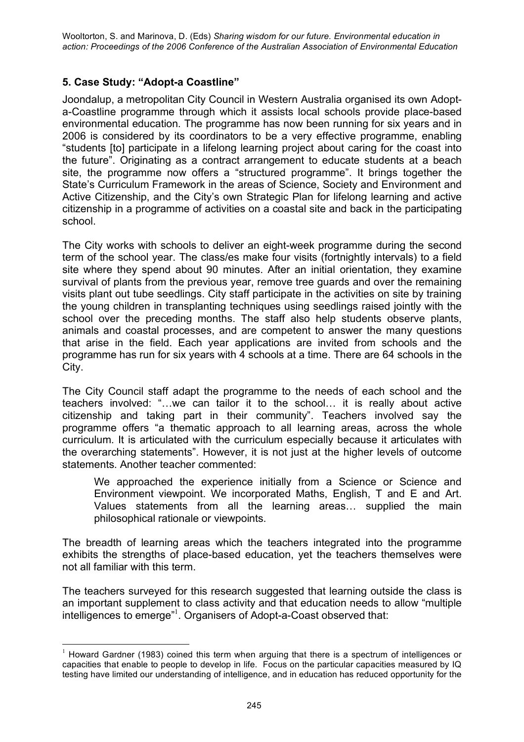### 5. Case Study: "Adopt-a Coastline"

Joondalup, a metropolitan City Council in Western Australia organised its own Adopt-a-Coastline programme through which it assists local schools provide place-based environmental education. The programme has now been running for six years and in 2006 is considered by its coordinators to be a very effective programme, enabling "students [to] participate in a lifelong learning project about caring for the coast into the future". Originating as a contract arrangement to educate students at a beach site, the programme now offers a "structured programme". It brings together the State's Curriculum Framework in the areas of Science, Society and Environment and Active Citizenship, and the City's own Strategic Plan for lifelong learning and active citizenship in a programme of activities on a coastal site and back in the participating school.

The City works with schools to deliver an eight-week programme during the second term of the school year. The class/es make four visits (fortnightly intervals) to a field site where they spend about 90 minutes. After an initial orientation, they examine survival of plants from the previous year, remove tree guards and over the remaining visits plant out tube seedlings. City staff participate in the activities on site by training the young children in transplanting techniques using seedlings raised jointly with the school over the preceding months. The staff also help students observe plants, animals and coastal processes, and are competent to answer the many questions that arise in the field. Each year applications are invited from schools and the programme has run for six years with 4 schools at a time. There are 64 schools in the City.

The City Council staff adapt the programme to the needs of each school and the teachers involved: "…we can tailor it to the school… it is really about active citizenship and taking part in their community". Teachers involved say the programme offers "a thematic approach to all learning areas, across the whole curriculum. It is articulated with the curriculum especially because it articulates with the overarching statements". However, it is not just at the higher levels of outcome statements. Another teacher commented:

> We approached the experience initially from a Science or Science and Environment viewpoint. We incorporated Maths, English, T and E and Art. Values statements from all the learning areas… supplied the main philosophical rationale or viewpoints.

The breadth of learning areas which the teachers integrated into the programme exhibits the strengths of place-based education, yet the teachers themselves were not all familiar with this term.

The teachers surveyed for this research suggested that learning outside the class is an important supplement to class activity and that education needs to allow "multiple intelligences to emerge"[1]. Organisers of Adopt-a-Coast observed that:

---

[1] Howard Gardner (1983) coined this term when arguing that there is a spectrum of intelligences or capacities that enable to people to develop in life. Focus on the particular capacities measured by IQ testing have limited our understanding of intelligence, and in education has reduced opportunity for the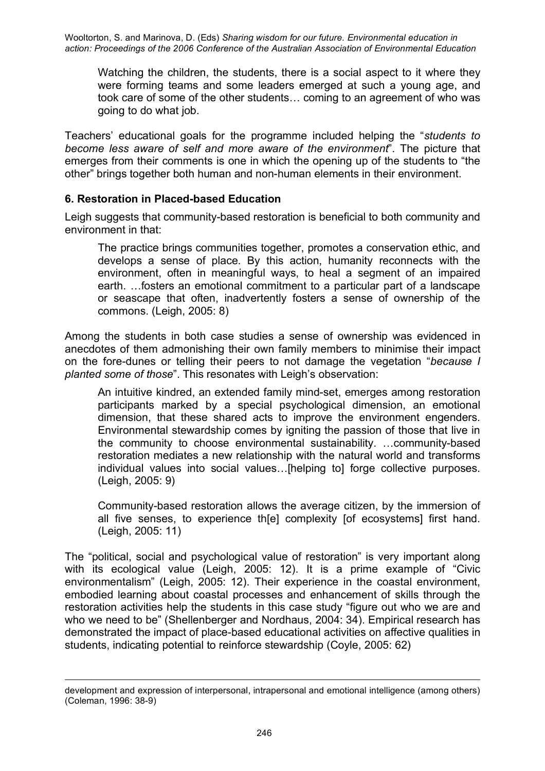> Watching the children, the students, there is a social aspect to it where they were forming teams and some leaders emerged at such a young age, and took care of some of the other students… coming to an agreement of who was going to do what job.

Teachers' educational goals for the programme included helping the "*students to become less aware of self and more aware of the environment*". The picture that emerges from their comments is one in which the opening up of the students to "the other" brings together both human and non-human elements in their environment.

### 6. Restoration in Placed-based Education

Leigh suggests that community-based restoration is beneficial to both community and environment in that:

> The practice brings communities together, promotes a conservation ethic, and develops a sense of place. By this action, humanity reconnects with the environment, often in meaningful ways, to heal a segment of an impaired earth. …fosters an emotional commitment to a particular part of a landscape or seascape that often, inadvertently fosters a sense of ownership of the commons. (Leigh, 2005: 8)

Among the students in both case studies a sense of ownership was evidenced in anecdotes of them admonishing their own family members to minimise their impact on the fore-dunes or telling their peers to not damage the vegetation "*because I planted some of those*". This resonates with Leigh's observation:

> An intuitive kindred, an extended family mind-set, emerges among restoration participants marked by a special psychological dimension, an emotional dimension, that these shared acts to improve the environment engenders. Environmental stewardship comes by igniting the passion of those that live in the community to choose environmental sustainability. …community-based restoration mediates a new relationship with the natural world and transforms individual values into social values…[helping to] forge collective purposes. (Leigh, 2005: 9)
>
> Community-based restoration allows the average citizen, by the immersion of all five senses, to experience th[e] complexity [of ecosystems] first hand. (Leigh, 2005: 11)

The "political, social and psychological value of restoration" is very important along with its ecological value (Leigh, 2005: 12). It is a prime example of "Civic environmentalism" (Leigh, 2005: 12). Their experience in the coastal environment, embodied learning about coastal processes and enhancement of skills through the restoration activities help the students in this case study "figure out who we are and who we need to be" (Shellenberger and Nordhaus, 2004: 34). Empirical research has demonstrated the impact of place-based educational activities on affective qualities in students, indicating potential to reinforce stewardship (Coyle, 2005: 62)

---

development and expression of interpersonal, intrapersonal and emotional intelligence (among others) (Coleman, 1996: 38-9)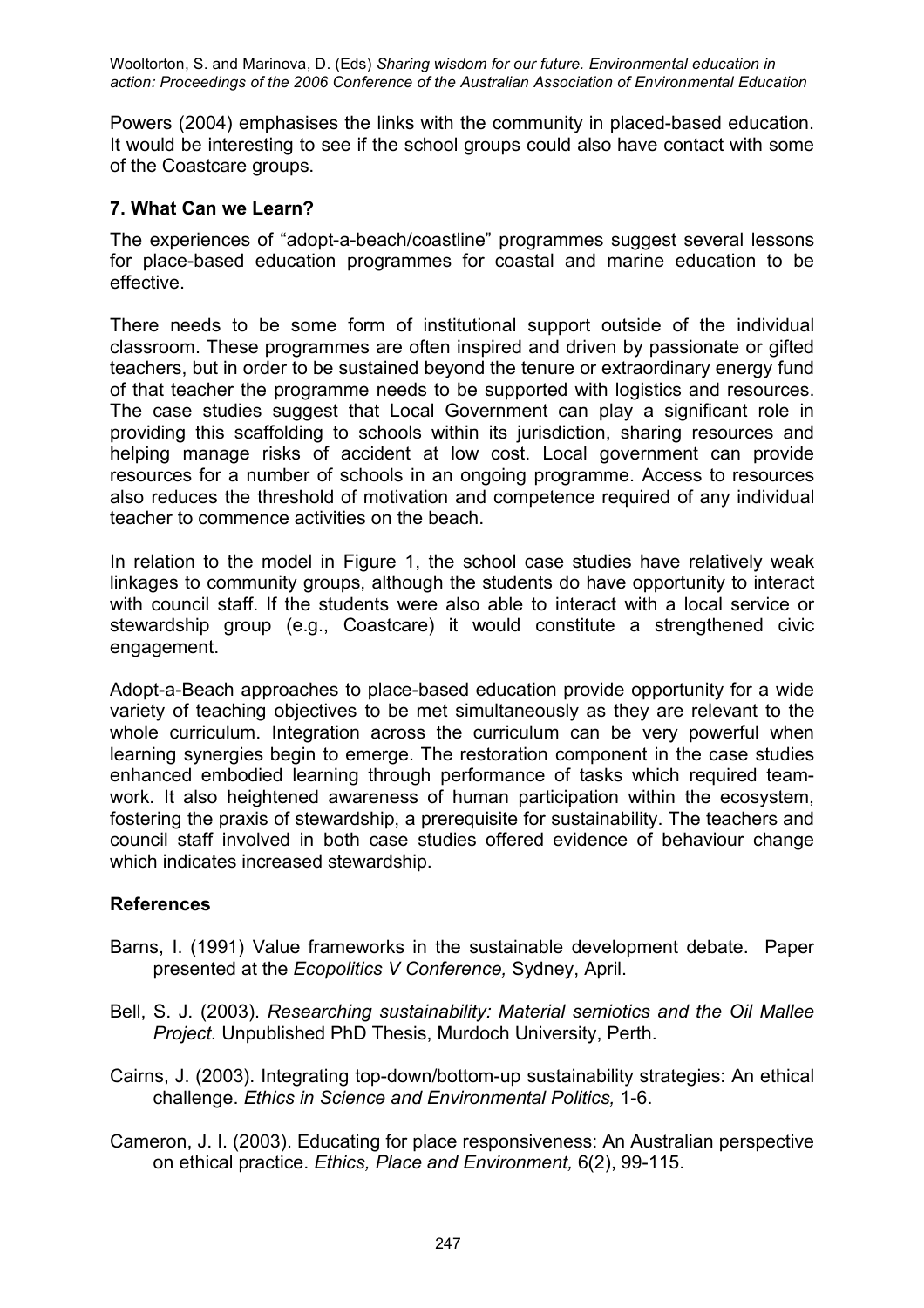Powers (2004) emphasises the links with the community in placed-based education. It would be interesting to see if the school groups could also have contact with some of the Coastcare groups.

### 7. What Can we Learn?

The experiences of "adopt-a-beach/coastline" programmes suggest several lessons for place-based education programmes for coastal and marine education to be effective.

There needs to be some form of institutional support outside of the individual classroom. These programmes are often inspired and driven by passionate or gifted teachers, but in order to be sustained beyond the tenure or extraordinary energy fund of that teacher the programme needs to be supported with logistics and resources. The case studies suggest that Local Government can play a significant role in providing this scaffolding to schools within its jurisdiction, sharing resources and helping manage risks of accident at low cost. Local government can provide resources for a number of schools in an ongoing programme. Access to resources also reduces the threshold of motivation and competence required of any individual teacher to commence activities on the beach.

In relation to the model in Figure 1, the school case studies have relatively weak linkages to community groups, although the students do have opportunity to interact with council staff. If the students were also able to interact with a local service or stewardship group (e.g., Coastcare) it would constitute a strengthened civic engagement.

Adopt-a-Beach approaches to place-based education provide opportunity for a wide variety of teaching objectives to be met simultaneously as they are relevant to the whole curriculum. Integration across the curriculum can be very powerful when learning synergies begin to emerge. The restoration component in the case studies enhanced embodied learning through performance of tasks which required team-work. It also heightened awareness of human participation within the ecosystem, fostering the praxis of stewardship, a prerequisite for sustainability. The teachers and council staff involved in both case studies offered evidence of behaviour change which indicates increased stewardship.

### References

Barns, I. (1991) Value frameworks in the sustainable development debate. Paper presented at the *Ecopolitics V Conference,* Sydney, April.

Bell, S. J. (2003). *Researching sustainability: Material semiotics and the Oil Mallee Project.* Unpublished PhD Thesis, Murdoch University, Perth.

Cairns, J. (2003). Integrating top-down/bottom-up sustainability strategies: An ethical challenge. *Ethics in Science and Environmental Politics,* 1-6.

Cameron, J. I. (2003). Educating for place responsiveness: An Australian perspective on ethical practice. *Ethics, Place and Environment,* 6(2), 99-115.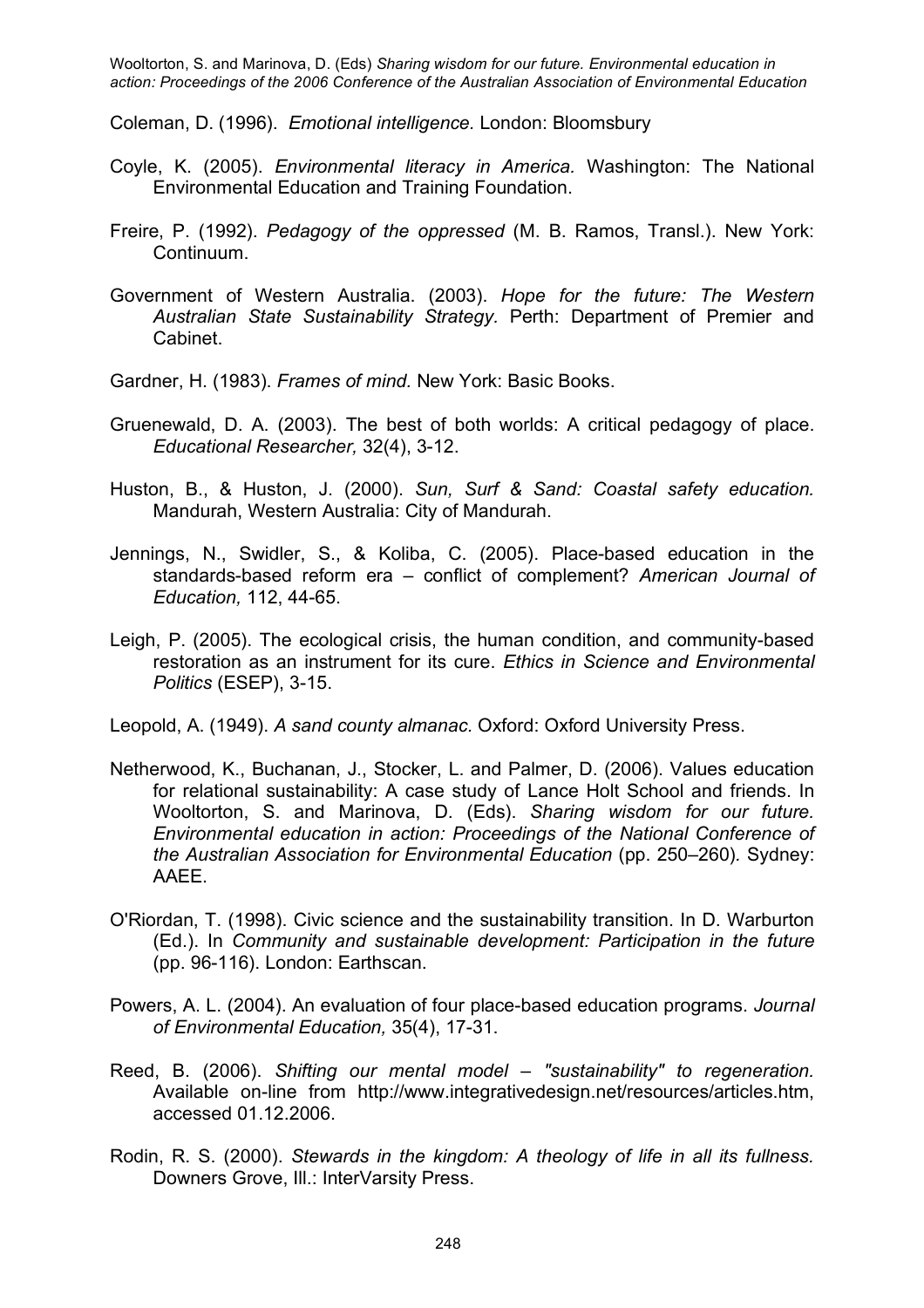Coleman, D. (1996). *Emotional intelligence.* London: Bloomsbury

Coyle, K. (2005). *Environmental literacy in America.* Washington: The National Environmental Education and Training Foundation.

Freire, P. (1992). *Pedagogy of the oppressed* (M. B. Ramos, Transl.). New York: Continuum.

Government of Western Australia. (2003). *Hope for the future: The Western Australian State Sustainability Strategy.* Perth: Department of Premier and Cabinet.

Gardner, H. (1983). *Frames of mind.* New York: Basic Books.

Gruenewald, D. A. (2003). The best of both worlds: A critical pedagogy of place. *Educational Researcher,* 32(4), 3-12.

Huston, B., & Huston, J. (2000). *Sun, Surf & Sand: Coastal safety education.* Mandurah, Western Australia: City of Mandurah.

Jennings, N., Swidler, S., & Koliba, C. (2005). Place-based education in the standards-based reform era – conflict of complement? *American Journal of Education,* 112, 44-65.

Leigh, P. (2005). The ecological crisis, the human condition, and community-based restoration as an instrument for its cure. *Ethics in Science and Environmental Politics* (ESEP), 3-15.

Leopold, A. (1949). *A sand county almanac.* Oxford: Oxford University Press.

Netherwood, K., Buchanan, J., Stocker, L. and Palmer, D. (2006). Values education for relational sustainability: A case study of Lance Holt School and friends. In Wooltorton, S. and Marinova, D. (Eds). *Sharing wisdom for our future. Environmental education in action: Proceedings of the National Conference of the Australian Association for Environmental Education* (pp. 250–260). Sydney: AAEE.

O'Riordan, T. (1998). Civic science and the sustainability transition. In D. Warburton (Ed.). In *Community and sustainable development: Participation in the future* (pp. 96-116). London: Earthscan.

Powers, A. L. (2004). An evaluation of four place-based education programs. *Journal of Environmental Education,* 35(4), 17-31.

Reed, B. (2006). *Shifting our mental model – "sustainability" to regeneration.* Available on-line from http://www.integrativedesign.net/resources/articles.htm, accessed 01.12.2006.

Rodin, R. S. (2000). *Stewards in the kingdom: A theology of life in all its fullness.* Downers Grove, Ill.: InterVarsity Press.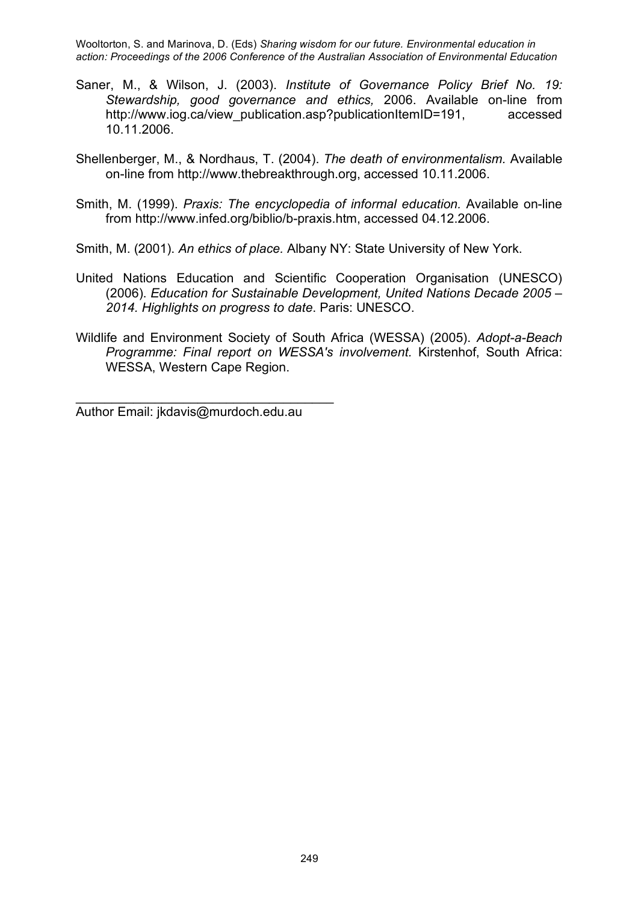Saner, M., & Wilson, J. (2003). *Institute of Governance Policy Brief No. 19: Stewardship, good governance and ethics,* 2006. Available on-line from http://www.iog.ca/view_publication.asp?publicationItemID=191, accessed 10.11.2006.

Shellenberger, M., & Nordhaus, T. (2004). *The death of environmentalism.* Available on-line from http://www.thebreakthrough.org, accessed 10.11.2006.

Smith, M. (1999). *Praxis: The encyclopedia of informal education.* Available on-line from http://www.infed.org/biblio/b-praxis.htm, accessed 04.12.2006.

Smith, M. (2001). *An ethics of place.* Albany NY: State University of New York.

United Nations Education and Scientific Cooperation Organisation (UNESCO) (2006). *Education for Sustainable Development, United Nations Decade 2005 – 2014. Highlights on progress to date*. Paris: UNESCO.

Wildlife and Environment Society of South Africa (WESSA) (2005). *Adopt-a-Beach Programme: Final report on WESSA's involvement.* Kirstenhof, South Africa: WESSA, Western Cape Region.

---

Author Email: jkdavis@murdoch.edu.au